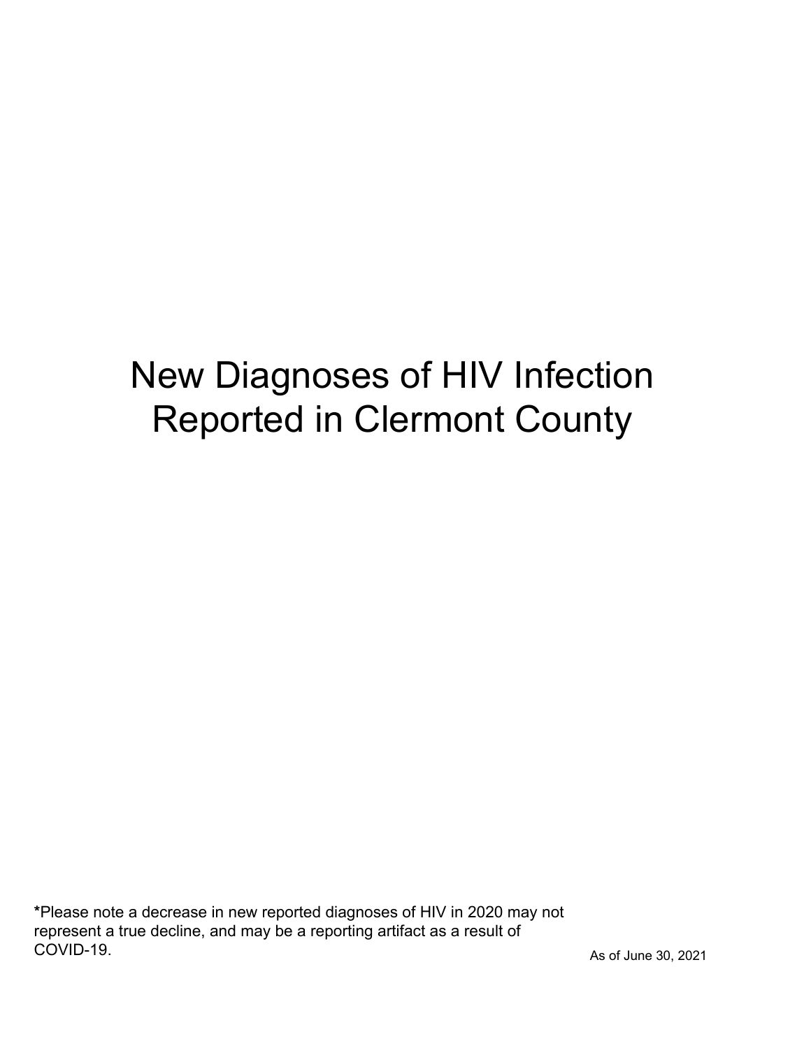# New Diagnoses of HIV Infection Reported in Clermont County

**\***Please note a decrease in new reported diagnoses of HIV in 2020 may not represent a true decline, and may be a reporting artifact as a result of COVID-19.

As of June 30, 2021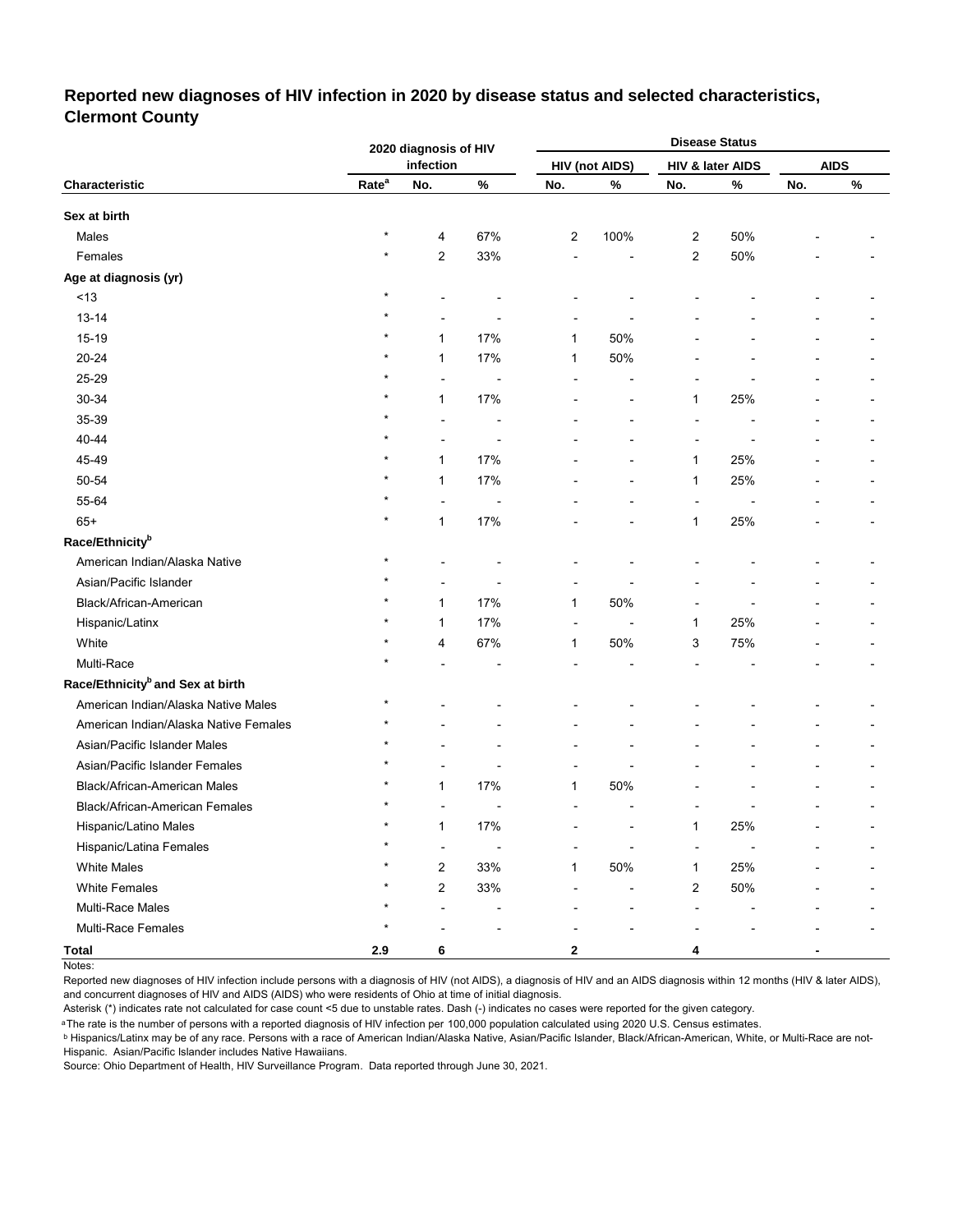## Reported new diagnoses of HIV infection in 2020 by disease status and selected characteristics, Clermont County

| Characteristic | 2020 diagnosis of HIV infection | | | Disease Status | | | | | |
|---|---|---|---|---|---|---|---|---|---|
| | | | | HIV (not AIDS) | | HIV & later AIDS | | AIDS | |
| | Rate[a] | No. | % | No. | % | No. | % | No. | % |
| **Sex at birth** | | | | | | | | | |
| Males | * | 4 | 67% | 2 | 100% | 2 | 50% | - | - |
| Females | * | 2 | 33% | - | - | 2 | 50% | - | - |
| **Age at diagnosis (yr)** | | | | | | | | | |
| <13 | * | - | - | - | - | - | - | - | - |
| 13-14 | * | - | - | - | - | - | - | - | - |
| 15-19 | * | 1 | 17% | 1 | 50% | - | - | - | - |
| 20-24 | * | 1 | 17% | 1 | 50% | - | - | - | - |
| 25-29 | * | - | - | - | - | - | - | - | - |
| 30-34 | * | 1 | 17% | - | - | 1 | 25% | - | - |
| 35-39 | * | - | - | - | - | - | - | - | - |
| 40-44 | * | - | - | - | - | - | - | - | - |
| 45-49 | * | 1 | 17% | - | - | 1 | 25% | - | - |
| 50-54 | * | 1 | 17% | - | - | 1 | 25% | - | - |
| 55-64 | * | - | - | - | - | - | - | - | - |
| 65+ | * | 1 | 17% | - | - | 1 | 25% | - | - |
| **Race/Ethnicity[b]** | | | | | | | | | |
| American Indian/Alaska Native | * | - | - | - | - | - | - | - | - |
| Asian/Pacific Islander | * | - | - | - | - | - | - | - | - |
| Black/African-American | * | 1 | 17% | 1 | 50% | - | - | - | - |
| Hispanic/Latinx | * | 1 | 17% | - | - | 1 | 25% | - | - |
| White | * | 4 | 67% | 1 | 50% | 3 | 75% | - | - |
| Multi-Race | * | - | - | - | - | - | - | - | - |
| **Race/Ethnicity[b] and Sex at birth** | | | | | | | | | |
| American Indian/Alaska Native Males | * | - | - | - | - | - | - | - | - |
| American Indian/Alaska Native Females | * | - | - | - | - | - | - | - | - |
| Asian/Pacific Islander Males | * | - | - | - | - | - | - | - | - |
| Asian/Pacific Islander Females | * | - | - | - | - | - | - | - | - |
| Black/African-American Males | * | 1 | 17% | 1 | 50% | - | - | - | - |
| Black/African-American Females | * | - | - | - | - | - | - | - | - |
| Hispanic/Latino Males | * | 1 | 17% | - | - | 1 | 25% | - | - |
| Hispanic/Latina Females | * | - | - | - | - | - | - | - | - |
| White Males | * | 2 | 33% | 1 | 50% | 1 | 25% | - | - |
| White Females | * | 2 | 33% | - | - | 2 | 50% | - | - |
| Multi-Race Males | * | - | - | - | - | - | - | - | - |
| Multi-Race Females | * | - | - | - | - | - | - | - | - |
| **Total** | **2.9** | **6** | | **2** | | **4** | | **-** | |

Notes:

Reported new diagnoses of HIV infection include persons with a diagnosis of HIV (not AIDS), a diagnosis of HIV and an AIDS diagnosis within 12 months (HIV & later AIDS), and concurrent diagnoses of HIV and AIDS (AIDS) who were residents of Ohio at time of initial diagnosis.

Asterisk (*) indicates rate not calculated for case count <5 due to unstable rates. Dash (-) indicates no cases were reported for the given category.

[a] The rate is the number of persons with a reported diagnosis of HIV infection per 100,000 population calculated using 2020 U.S. Census estimates.

[b] Hispanics/Latinx may be of any race. Persons with a race of American Indian/Alaska Native, Asian/Pacific Islander, Black/African-American, White, or Multi-Race are not-Hispanic. Asian/Pacific Islander includes Native Hawaiians.

Source: Ohio Department of Health, HIV Surveillance Program. Data reported through June 30, 2021.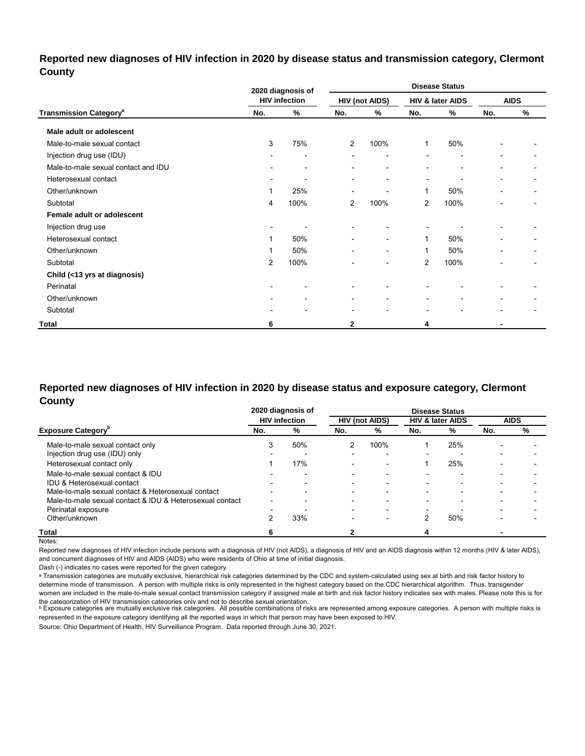## Reported new diagnoses of HIV infection in 2020 by disease status and transmission category, Clermont County

| Transmission Category[a] | 2020 diagnosis of HIV infection | | Disease Status: HIV (not AIDS) | | Disease Status: HIV & later AIDS | | Disease Status: AIDS | |
|---|---|---|---|---|---|---|---|---|
| | No. | % | No. | % | No. | % | No. | % |
| **Male adult or adolescent** | | | | | | | | |
| Male-to-male sexual contact | 3 | 75% | 2 | 100% | 1 | 50% | - | - |
| Injection drug use (IDU) | - | - | - | - | - | - | - | - |
| Male-to-male sexual contact and IDU | - | - | - | - | - | - | - | - |
| Heterosexual contact | - | - | - | - | - | - | - | - |
| Other/unknown | 1 | 25% | - | - | 1 | 50% | - | - |
| Subtotal | 4 | 100% | 2 | 100% | 2 | 100% | - | - |
| **Female adult or adolescent** | | | | | | | | |
| Injection drug use | - | - | - | - | - | - | - | - |
| Heterosexual contact | 1 | 50% | - | - | 1 | 50% | - | - |
| Other/unknown | 1 | 50% | - | - | 1 | 50% | - | - |
| Subtotal | 2 | 100% | - | - | 2 | 100% | - | - |
| **Child (<13 yrs at diagnosis)** | | | | | | | | |
| Perinatal | - | - | - | - | - | - | - | - |
| Other/unknown | - | - | - | - | - | - | - | - |
| Subtotal | - | - | - | - | - | - | - | - |
| **Total** | **6** | | **2** | | **4** | | **-** | |

## Reported new diagnoses of HIV infection in 2020 by disease status and exposure category, Clermont County

| Exposure Category[b] | 2020 diagnosis of HIV infection | | Disease Status: HIV (not AIDS) | | Disease Status: HIV & later AIDS | | Disease Status: AIDS | |
|---|---|---|---|---|---|---|---|---|
| | No. | % | No. | % | No. | % | No. | % |
| Male-to-male sexual contact only | 3 | 50% | 2 | 100% | 1 | 25% | - | - |
| Injection drug use (IDU) only | - | - | - | - | - | - | - | - |
| Heterosexual contact only | 1 | 17% | - | - | 1 | 25% | - | - |
| Male-to-male sexual contact & IDU | - | - | - | - | - | - | - | - |
| IDU & Heterosexual contact | - | - | - | - | - | - | - | - |
| Male-to-male sexual contact & Heterosexual contact | - | - | - | - | - | - | - | - |
| Male-to-male sexual contact & IDU & Heterosexual contact | - | - | - | - | - | - | - | - |
| Perinatal exposure | - | - | - | - | - | - | - | - |
| Other/unknown | 2 | 33% | - | - | 2 | 50% | - | - |
| **Total** | **6** | | **2** | | **4** | | **-** | |

Notes:

Reported new diagnoses of HIV infection include persons with a diagnosis of HIV (not AIDS), a diagnosis of HIV and an AIDS diagnosis within 12 months (HIV & later AIDS), and concurrent diagnoses of HIV and AIDS (AIDS) who were residents of Ohio at time of initial diagnosis.

Dash (-) indicates no cases were reported for the given category.

[a] Transmission categories are mutually exclusive, hierarchical risk categories determined by the CDC and system-calculated using sex at birth and risk factor history to determine mode of transmission. A person with multiple risks is only represented in the highest category based on the CDC hierarchical algorithm. Thus, transgender women are included in the male-to-male sexual contact transmission category if assigned male at birth and risk factor history indicates sex with males. Please note this is for the categorization of HIV transmission categories only and not to describe sexual orientation.

[b] Exposure categories are mutually exclusive risk categories. All possible combinations of risks are represented among exposure categories. A person with multiple risks is represented in the exposure category identifying all the reported ways in which that person may have been exposed to HIV.

Source: Ohio Department of Health, HIV Surveillance Program. Data reported through June 30, 2021.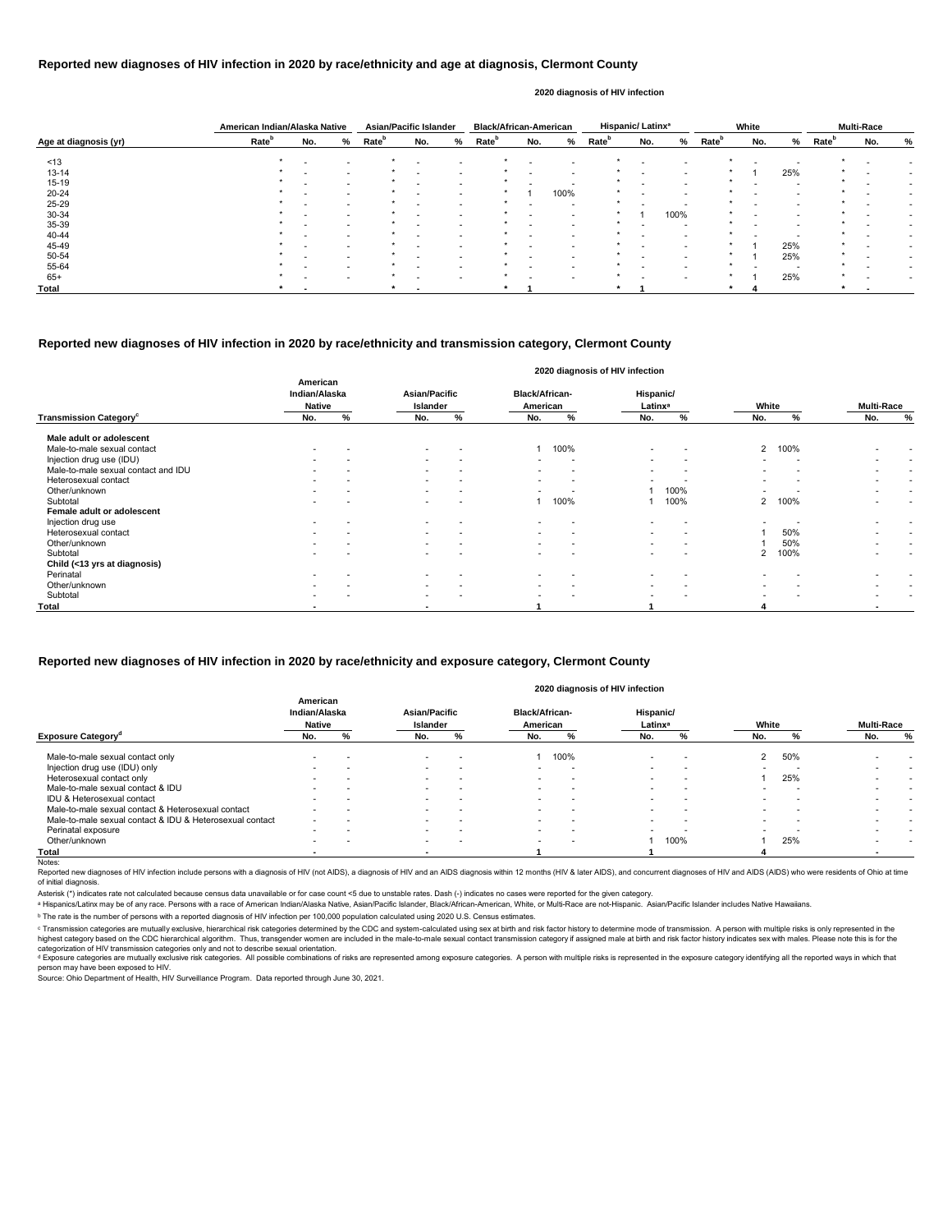## Reported new diagnoses of HIV infection in 2020 by race/ethnicity and age at diagnosis, Clermont County

2020 diagnosis of HIV infection

| Age at diagnosis (yr) | American Indian/Alaska Native Rate[b] | No. | % | Asian/Pacific Islander Rate[b] | No. | % | Black/African-American Rate[b] | No. | % | Hispanic/ Latinx[a] Rate[b] | No. | % | White Rate[b] | No. | % | Multi-Race Rate[b] | No. | % |
|---|---|---|---|---|---|---|---|---|---|---|---|---|---|---|---|---|---|---|
| <13 | * | - | - | * | - | - | * | - | - | * | - | - | * | - | - | * | - | - |
| 13-14 | * | - | - | * | - | - | * | - | - | * | - | - | * | 1 | 25% | * | - | - |
| 15-19 | * | - | - | * | - | - | * | - | - | * | - | - | * | - | - | * | - | - |
| 20-24 | * | - | - | * | - | - | * | 1 | 100% | * | - | - | * | - | - | * | - | - |
| 25-29 | * | - | - | * | - | - | * | - | - | * | - | - | * | - | - | * | - | - |
| 30-34 | * | - | - | * | - | - | * | - | - | * | 1 | 100% | * | - | - | * | - | - |
| 35-39 | * | - | - | * | - | - | * | - | - | * | - | - | * | - | - | * | - | - |
| 40-44 | * | - | - | * | - | - | * | - | - | * | - | - | * | - | - | * | - | - |
| 45-49 | * | - | - | * | - | - | * | - | - | * | - | - | * | 1 | 25% | * | - | - |
| 50-54 | * | - | - | * | - | - | * | - | - | * | - | - | * | 1 | 25% | * | - | - |
| 55-64 | * | - | - | * | - | - | * | - | - | * | - | - | * | - | - | * | - | - |
| 65+ | * | - | - | * | - | - | * | - | - | * | - | - | * | 1 | 25% | * | - | - |
| **Total** | * | - | | * | - | | * | 1 | | * | 1 | | * | 4 | | * | - | |

## Reported new diagnoses of HIV infection in 2020 by race/ethnicity and transmission category, Clermont County

2020 diagnosis of HIV infection

| Transmission Category[c] | American Indian/Alaska Native No. | % | Asian/Pacific Islander No. | % | Black/African-American No. | % | Hispanic/ Latinx[a] No. | % | White No. | % | Multi-Race No. | % |
|---|---|---|---|---|---|---|---|---|---|---|---|---|
| **Male adult or adolescent** | | | | | | | | | | | | |
| Male-to-male sexual contact | - | - | - | - | 1 | 100% | - | - | 2 | 100% | - | - |
| Injection drug use (IDU) | - | - | - | - | - | - | - | - | - | - | - | - |
| Male-to-male sexual contact and IDU | - | - | - | - | - | - | - | - | - | - | - | - |
| Heterosexual contact | - | - | - | - | - | - | - | - | - | - | - | - |
| Other/unknown | - | - | - | - | - | - | 1 | 100% | - | - | - | - |
| Subtotal | - | - | - | - | 1 | 100% | 1 | 100% | 2 | 100% | - | - |
| **Female adult or adolescent** | | | | | | | | | | | | |
| Injection drug use | - | - | - | - | - | - | - | - | - | - | - | - |
| Heterosexual contact | - | - | - | - | - | - | - | - | 1 | 50% | - | - |
| Other/unknown | - | - | - | - | - | - | - | - | 1 | 50% | - | - |
| Subtotal | - | - | - | - | - | - | - | - | 2 | 100% | - | - |
| **Child (<13 yrs at diagnosis)** | | | | | | | | | | | | |
| Perinatal | - | - | - | - | - | - | - | - | - | - | - | - |
| Other/unknown | - | - | - | - | - | - | - | - | - | - | - | - |
| Subtotal | - | - | - | - | - | - | - | - | - | - | - | - |
| **Total** | - | | - | | 1 | | 1 | | 4 | | - | |

## Reported new diagnoses of HIV infection in 2020 by race/ethnicity and exposure category, Clermont County

2020 diagnosis of HIV infection

| Exposure Category[d] | American Indian/Alaska Native No. | % | Asian/Pacific Islander No. | % | Black/African-American No. | % | Hispanic/ Latinx[a] No. | % | White No. | % | Multi-Race No. | % |
|---|---|---|---|---|---|---|---|---|---|---|---|---|
| Male-to-male sexual contact only | - | - | - | - | 1 | 100% | - | - | 2 | 50% | - | - |
| Injection drug use (IDU) only | - | - | - | - | - | - | - | - | - | - | - | - |
| Heterosexual contact only | - | - | - | - | - | - | - | - | 1 | 25% | - | - |
| Male-to-male sexual contact & IDU | - | - | - | - | - | - | - | - | - | - | - | - |
| IDU & Heterosexual contact | - | - | - | - | - | - | - | - | - | - | - | - |
| Male-to-male sexual contact & Heterosexual contact | - | - | - | - | - | - | - | - | - | - | - | - |
| Male-to-male sexual contact & IDU & Heterosexual contact | - | - | - | - | - | - | - | - | - | - | - | - |
| Perinatal exposure | - | - | - | - | - | - | - | - | - | - | - | - |
| Other/unknown | - | - | - | - | - | - | 1 | 100% | 1 | 25% | - | - |
| **Total** | - | | - | | 1 | | 1 | | 4 | | - | |

Notes:

Reported new diagnoses of HIV infection include persons with a diagnosis of HIV (not AIDS), a diagnosis of HIV and an AIDS diagnosis within 12 months (HIV & later AIDS), and concurrent diagnoses of HIV and AIDS (AIDS) who were residents of Ohio at time of initial diagnosis.

Asterisk (*) indicates rate not calculated because census data unavailable or for case count <5 due to unstable rates. Dash (-) indicates no cases were reported for the given category.

[a] Hispanics/Latinx may be of any race. Persons with a race of American Indian/Alaska Native, Asian/Pacific Islander, Black/African-American, White, or Multi-Race are not-Hispanic. Asian/Pacific Islander includes Native Hawaiians.

[b] The rate is the number of persons with a reported diagnosis of HIV infection per 100,000 population calculated using 2020 U.S. Census estimates.

[c] Transmission categories are mutually exclusive, hierarchical risk categories determined by the CDC and system-calculated using sex at birth and risk factor history to determine mode of transmission. A person with multiple risks is only represented in the highest category based on the CDC hierarchical algorithm. Thus, transgender women are included in the male-to-male sexual contact transmission category if assigned male at birth and risk factor history indicates sex with males. Please note this is for the categorization of HIV transmission categories only and not to describe sexual orientation.

[d] Exposure categories are mutually exclusive risk categories. All possible combinations of risks are represented among exposure categories. A person with multiple risks is represented in the exposure category identifying all the reported ways in which that person may have been exposed to HIV.

Source: Ohio Department of Health, HIV Surveillance Program. Data reported through June 30, 2021.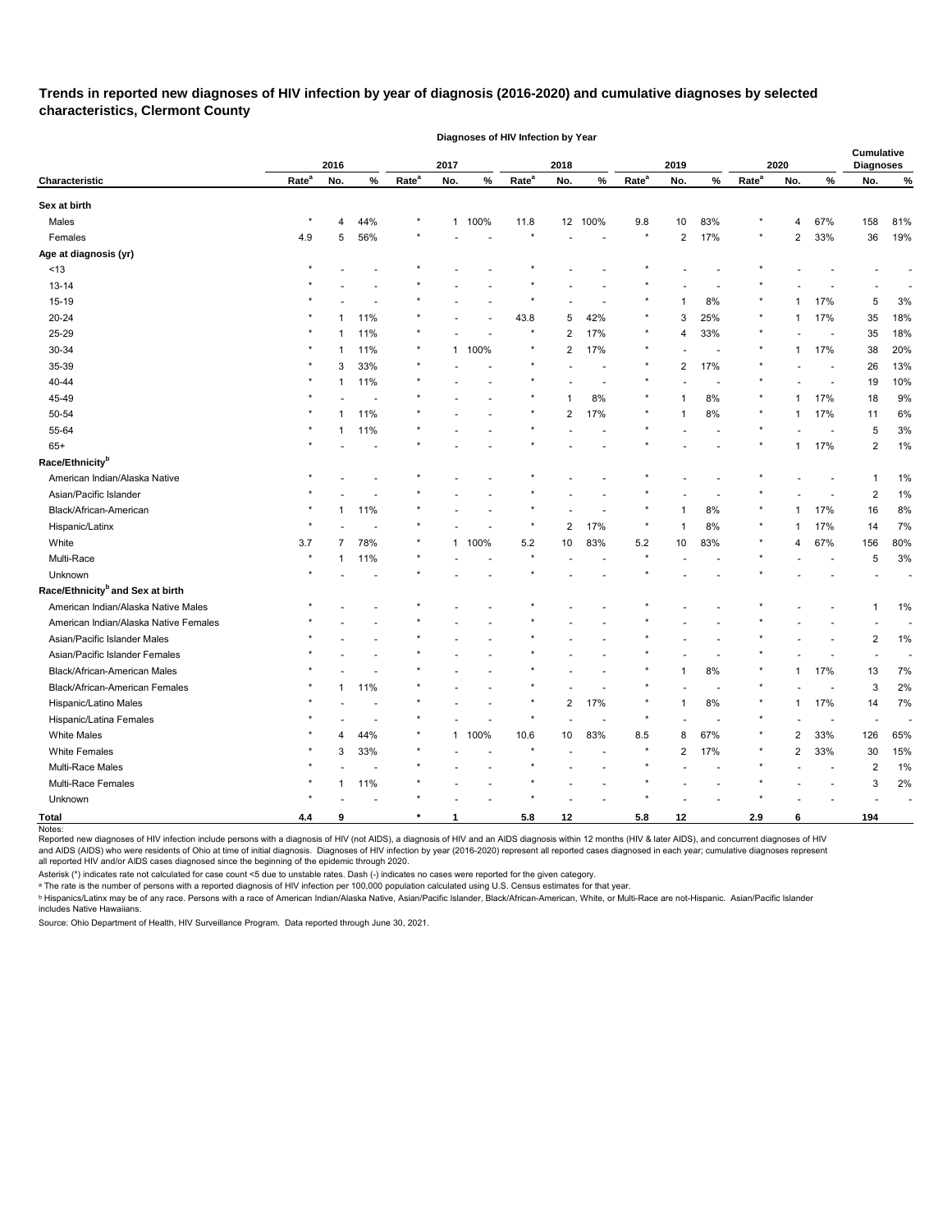**Trends in reported new diagnoses of HIV infection by year of diagnosis (2016-2020) and cumulative diagnoses by selected characteristics, Clermont County**

| Characteristic | 2016 Rate[a] | 2016 No. | 2016 % | 2017 Rate[a] | 2017 No. | 2017 % | 2018 Rate[a] | 2018 No. | 2018 % | 2019 Rate[a] | 2019 No. | 2019 % | 2020 Rate[a] | 2020 No. | 2020 % | Cumulative Diagnoses No. | Cumulative Diagnoses % |
|---|---|---|---|---|---|---|---|---|---|---|---|---|---|---|---|---|---|
| **Sex at birth** | | | | | | | | | | | | | | | | | |
| Males | * | 4 | 44% | * | 1 | 100% | 11.8 | 12 | 100% | 9.8 | 10 | 83% | * | 4 | 67% | 158 | 81% |
| Females | 4.9 | 5 | 56% | * | - | - | * | - | - | * | 2 | 17% | * | 2 | 33% | 36 | 19% |
| **Age at diagnosis (yr)** | | | | | | | | | | | | | | | | | |
| <13 | * | - | - | * | - | - | * | - | - | * | - | - | * | - | - | - | - |
| 13-14 | * | - | - | * | - | - | * | - | - | * | - | - | * | - | - | - | - |
| 15-19 | * | - | - | * | - | - | * | - | - | * | 1 | 8% | * | 1 | 17% | 5 | 3% |
| 20-24 | * | 1 | 11% | * | - | - | 43.8 | 5 | 42% | * | 3 | 25% | * | 1 | 17% | 35 | 18% |
| 25-29 | * | 1 | 11% | * | - | - | * | 2 | 17% | * | 4 | 33% | * | - | - | 35 | 18% |
| 30-34 | * | 1 | 11% | * | 1 | 100% | * | 2 | 17% | * | - | - | * | 1 | 17% | 38 | 20% |
| 35-39 | * | 3 | 33% | * | - | - | * | - | - | * | 2 | 17% | * | - | - | 26 | 13% |
| 40-44 | * | 1 | 11% | * | - | - | * | - | - | * | - | - | * | - | - | 19 | 10% |
| 45-49 | * | - | - | * | - | - | * | 1 | 8% | * | 1 | 8% | * | 1 | 17% | 18 | 9% |
| 50-54 | * | 1 | 11% | * | - | - | * | 2 | 17% | * | 1 | 8% | * | 1 | 17% | 11 | 6% |
| 55-64 | * | 1 | 11% | * | - | - | * | - | - | * | - | - | * | - | - | 5 | 3% |
| 65+ | * | - | - | * | - | - | * | - | - | * | - | - | * | 1 | 17% | 2 | 1% |
| **Race/Ethnicity[b]** | | | | | | | | | | | | | | | | | |
| American Indian/Alaska Native | * | - | - | * | - | - | * | - | - | * | - | - | * | - | - | 1 | 1% |
| Asian/Pacific Islander | * | - | - | * | - | - | * | - | - | * | - | - | * | - | - | 2 | 1% |
| Black/African-American | * | 1 | 11% | * | - | - | * | - | - | * | 1 | 8% | * | 1 | 17% | 16 | 8% |
| Hispanic/Latinx | * | - | - | * | - | - | * | 2 | 17% | * | 1 | 8% | * | 1 | 17% | 14 | 7% |
| White | 3.7 | 7 | 78% | * | 1 | 100% | 5.2 | 10 | 83% | 5.2 | 10 | 83% | * | 4 | 67% | 156 | 80% |
| Multi-Race | * | 1 | 11% | * | - | - | * | - | - | * | - | - | * | - | - | 5 | 3% |
| Unknown | * | - | - | * | - | - | * | - | - | * | - | - | * | - | - | - | - |
| **Race/Ethnicity[b] and Sex at birth** | | | | | | | | | | | | | | | | | |
| American Indian/Alaska Native Males | * | - | - | * | - | - | * | - | - | * | - | - | * | - | - | 1 | 1% |
| American Indian/Alaska Native Females | * | - | - | * | - | - | * | - | - | * | - | - | * | - | - | - | - |
| Asian/Pacific Islander Males | * | - | - | * | - | - | * | - | - | * | - | - | * | - | - | 2 | 1% |
| Asian/Pacific Islander Females | * | - | - | * | - | - | * | - | - | * | - | - | * | - | - | - | - |
| Black/African-American Males | * | - | - | * | - | - | * | - | - | * | 1 | 8% | * | 1 | 17% | 13 | 7% |
| Black/African-American Females | * | 1 | 11% | * | - | - | * | - | - | * | - | - | * | - | - | 3 | 2% |
| Hispanic/Latino Males | * | - | - | * | - | - | * | 2 | 17% | * | 1 | 8% | * | 1 | 17% | 14 | 7% |
| Hispanic/Latina Females | * | - | - | * | - | - | * | - | - | * | - | - | * | - | - | - | - |
| White Males | * | 4 | 44% | * | 1 | 100% | 10.6 | 10 | 83% | 8.5 | 8 | 67% | * | 2 | 33% | 126 | 65% |
| White Females | * | 3 | 33% | * | - | - | * | - | - | * | 2 | 17% | * | 2 | 33% | 30 | 15% |
| Multi-Race Males | * | - | - | * | - | - | * | - | - | * | - | - | * | - | - | 2 | 1% |
| Multi-Race Females | * | 1 | 11% | * | - | - | * | - | - | * | - | - | * | - | - | 3 | 2% |
| Unknown | * | - | - | * | - | - | * | - | - | * | - | - | * | - | - | - | - |
| **Total** | **4.4** | **9** | | * | **1** | | **5.8** | **12** | | **5.8** | **12** | | **2.9** | **6** | | **194** | |

Notes:
Reported new diagnoses of HIV infection include persons with a diagnosis of HIV (not AIDS), a diagnosis of HIV and an AIDS diagnosis within 12 months (HIV & later AIDS), and concurrent diagnoses of HIV and AIDS (AIDS) who were residents of Ohio at time of initial diagnosis. Diagnoses of HIV infection by year (2016-2020) represent all reported cases diagnosed in each year; cumulative diagnoses represent all reported HIV and/or AIDS cases diagnosed since the beginning of the epidemic through 2020.

Asterisk (*) indicates rate not calculated for case count <5 due to unstable rates. Dash (-) indicates no cases were reported for the given category.

[a] The rate is the number of persons with a reported diagnosis of HIV infection per 100,000 population calculated using U.S. Census estimates for that year.

[b] Hispanics/Latinx may be of any race. Persons with a race of American Indian/Alaska Native, Asian/Pacific Islander, Black/African-American, White, or Multi-Race are not-Hispanic. Asian/Pacific Islander includes Native Hawaiians.

Source: Ohio Department of Health, HIV Surveillance Program. Data reported through June 30, 2021.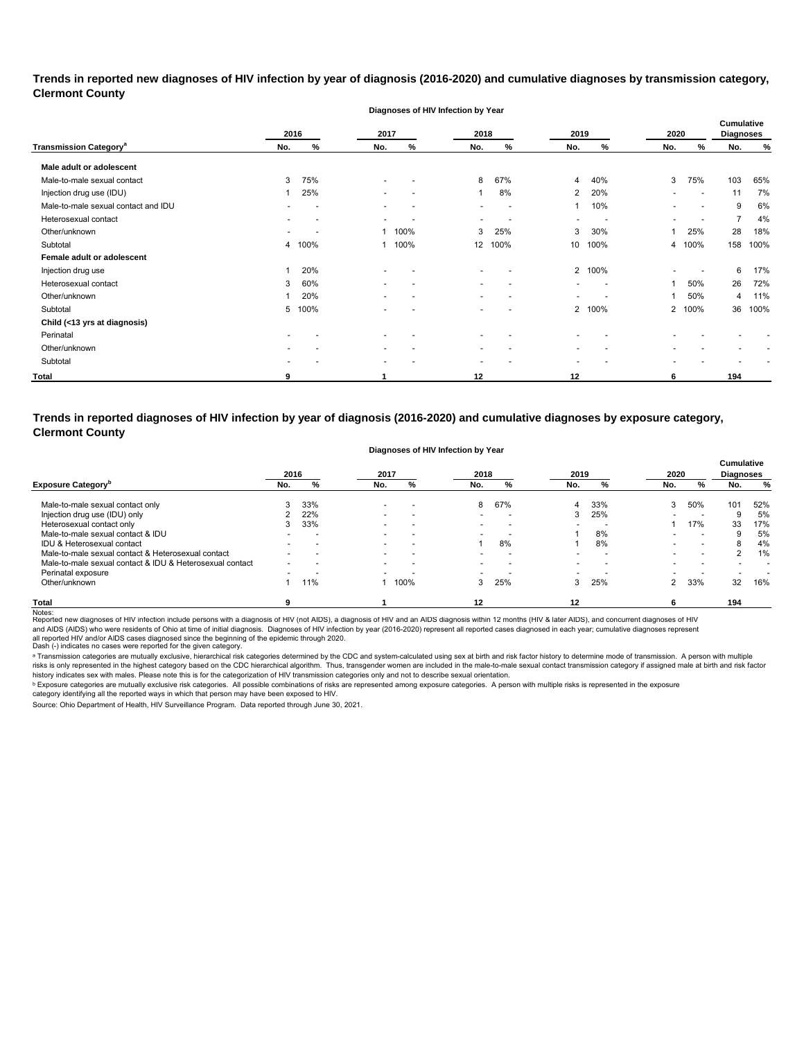**Trends in reported new diagnoses of HIV infection by year of diagnosis (2016-2020) and cumulative diagnoses by transmission category, Clermont County**

| Transmission Category[a] | 2016 No. | 2016 % | 2017 No. | 2017 % | 2018 No. | 2018 % | 2019 No. | 2019 % | 2020 No. | 2020 % | Cumulative Diagnoses No. | Cumulative Diagnoses % |
|---|---|---|---|---|---|---|---|---|---|---|---|---|
| | Diagnoses of HIV Infection by Year | | | | | | | | | | | |
| **Male adult or adolescent** | | | | | | | | | | | | |
| Male-to-male sexual contact | 3 | 75% | - | - | 8 | 67% | 4 | 40% | 3 | 75% | 103 | 65% |
| Injection drug use (IDU) | 1 | 25% | - | - | 1 | 8% | 2 | 20% | - | - | 11 | 7% |
| Male-to-male sexual contact and IDU | - | - | - | - | - | - | 1 | 10% | - | - | 9 | 6% |
| Heterosexual contact | - | - | - | - | - | - | - | - | - | - | 7 | 4% |
| Other/unknown | - | - | 1 | 100% | 3 | 25% | 3 | 30% | 1 | 25% | 28 | 18% |
| Subtotal | 4 | 100% | 1 | 100% | 12 | 100% | 10 | 100% | 4 | 100% | 158 | 100% |
| **Female adult or adolescent** | | | | | | | | | | | | |
| Injection drug use | 1 | 20% | - | - | - | - | 2 | 100% | - | - | 6 | 17% |
| Heterosexual contact | 3 | 60% | - | - | - | - | - | - | 1 | 50% | 26 | 72% |
| Other/unknown | 1 | 20% | - | - | - | - | - | - | 1 | 50% | 4 | 11% |
| Subtotal | 5 | 100% | - | - | - | - | 2 | 100% | 2 | 100% | 36 | 100% |
| **Child (<13 yrs at diagnosis)** | | | | | | | | | | | | |
| Perinatal | - | - | - | - | - | - | - | - | - | - | - | - |
| Other/unknown | - | - | - | - | - | - | - | - | - | - | - | - |
| Subtotal | - | - | - | - | - | - | - | - | - | - | - | - |
| **Total** | **9** | | **1** | | **12** | | **12** | | **6** | | **194** | |

**Trends in reported diagnoses of HIV infection by year of diagnosis (2016-2020) and cumulative diagnoses by exposure category, Clermont County**

| Exposure Category[b] | 2016 No. | 2016 % | 2017 No. | 2017 % | 2018 No. | 2018 % | 2019 No. | 2019 % | 2020 No. | 2020 % | Cumulative Diagnoses No. | Cumulative Diagnoses % |
|---|---|---|---|---|---|---|---|---|---|---|---|---|
| | Diagnoses of HIV Infection by Year | | | | | | | | | | | |
| Male-to-male sexual contact only | 3 | 33% | - | - | 8 | 67% | 4 | 33% | 3 | 50% | 101 | 52% |
| Injection drug use (IDU) only | 2 | 22% | - | - | - | - | 3 | 25% | - | - | 9 | 5% |
| Heterosexual contact only | 3 | 33% | - | - | - | - | - | - | 1 | 17% | 33 | 17% |
| Male-to-male sexual contact & IDU | - | - | - | - | - | - | 1 | 8% | - | - | 9 | 5% |
| IDU & Heterosexual contact | - | - | - | - | 1 | 8% | 1 | 8% | - | - | 8 | 4% |
| Male-to-male sexual contact & Heterosexual contact | - | - | - | - | - | - | - | - | - | - | 2 | 1% |
| Male-to-male sexual contact & IDU & Heterosexual contact | - | - | - | - | - | - | - | - | - | - | - | - |
| Perinatal exposure | - | - | - | - | - | - | - | - | - | - | - | - |
| Other/unknown | 1 | 11% | 1 | 100% | 3 | 25% | 3 | 25% | 2 | 33% | 32 | 16% |
| **Total** | **9** | | **1** | | **12** | | **12** | | **6** | | **194** | |

Notes:
Reported new diagnoses of HIV infection include persons with a diagnosis of HIV (not AIDS), a diagnosis of HIV and an AIDS diagnosis within 12 months (HIV & later AIDS), and concurrent diagnoses of HIV and AIDS (AIDS) who were residents of Ohio at time of initial diagnosis. Diagnoses of HIV infection by year (2016-2020) represent all reported cases diagnosed in each year; cumulative diagnoses represent all reported HIV and/or AIDS cases diagnosed since the beginning of the epidemic through 2020.
Dash (-) indicates no cases were reported for the given category.

[a] Transmission categories are mutually exclusive, hierarchical risk categories determined by the CDC and system-calculated using sex at birth and risk factor history to determine mode of transmission. A person with multiple risks is only represented in the highest category based on the CDC hierarchical algorithm. Thus, transgender women are included in the male-to-male sexual contact transmission category if assigned male at birth and risk factor history indicates sex with males. Please note this is for the categorization of HIV transmission categories only and not to describe sexual orientation.

[b] Exposure categories are mutually exclusive risk categories. All possible combinations of risks are represented among exposure categories. A person with multiple risks is represented in the exposure category identifying all the reported ways in which that person may have been exposed to HIV.

Source: Ohio Department of Health, HIV Surveillance Program. Data reported through June 30, 2021.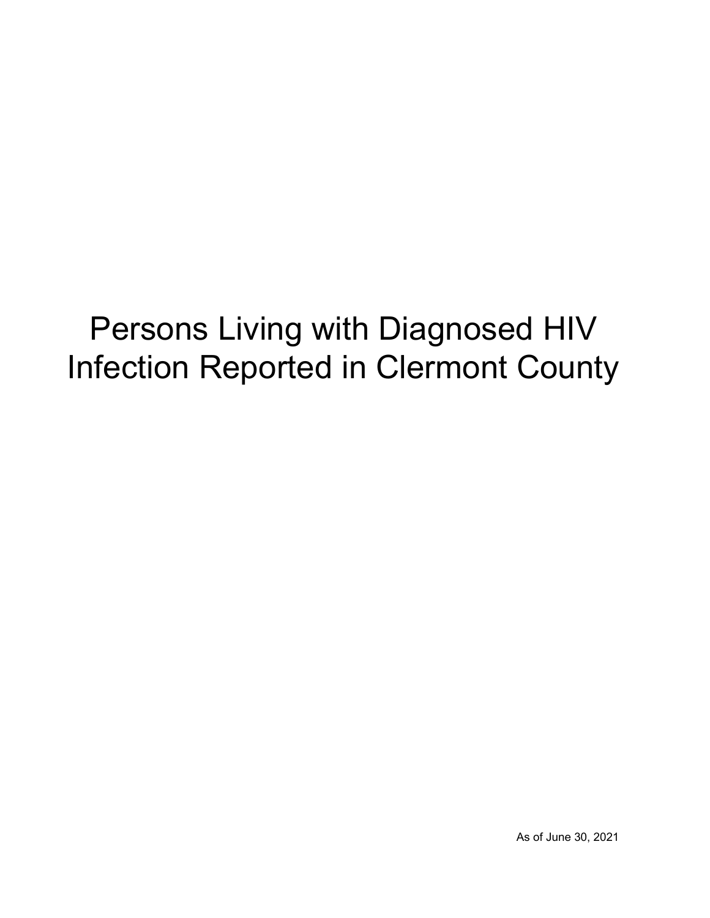# Persons Living with Diagnosed HIV Infection Reported in Clermont County

As of June 30, 2021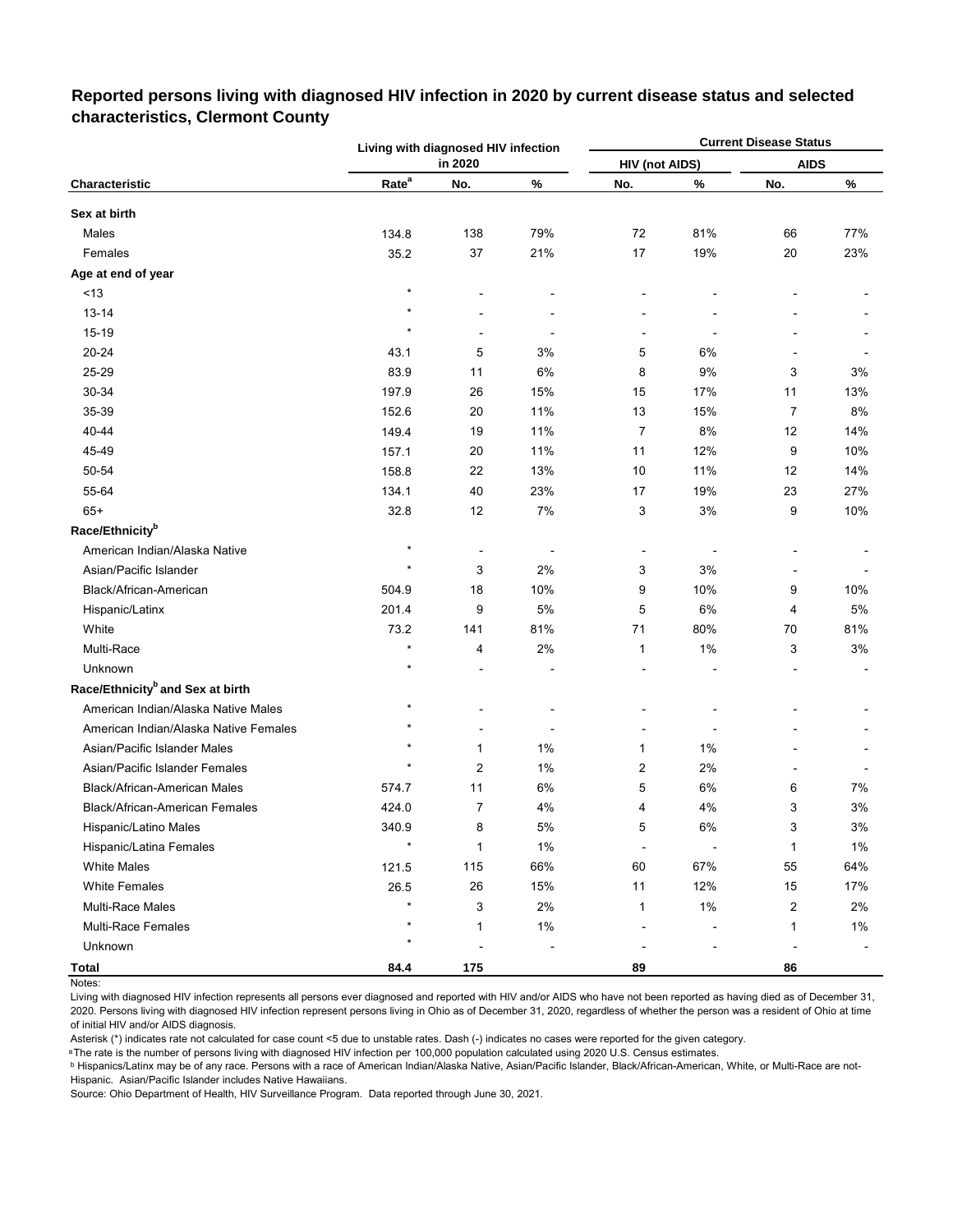## Reported persons living with diagnosed HIV infection in 2020 by current disease status and selected characteristics, Clermont County

| Characteristic | Living with diagnosed HIV infection in 2020 | | | Current Disease Status | | | |
|---|---|---|---|---|---|---|---|
| | | | | HIV (not AIDS) | | AIDS | |
| | Rate[a] | No. | % | No. | % | No. | % |
| **Sex at birth** | | | | | | | |
| Males | 134.8 | 138 | 79% | 72 | 81% | 66 | 77% |
| Females | 35.2 | 37 | 21% | 17 | 19% | 20 | 23% |
| **Age at end of year** | | | | | | | |
| <13 | * | - | - | - | - | - | - |
| 13-14 | * | - | - | - | - | - | - |
| 15-19 | * | - | - | - | - | - | - |
| 20-24 | 43.1 | 5 | 3% | 5 | 6% | - | - |
| 25-29 | 83.9 | 11 | 6% | 8 | 9% | 3 | 3% |
| 30-34 | 197.9 | 26 | 15% | 15 | 17% | 11 | 13% |
| 35-39 | 152.6 | 20 | 11% | 13 | 15% | 7 | 8% |
| 40-44 | 149.4 | 19 | 11% | 7 | 8% | 12 | 14% |
| 45-49 | 157.1 | 20 | 11% | 11 | 12% | 9 | 10% |
| 50-54 | 158.8 | 22 | 13% | 10 | 11% | 12 | 14% |
| 55-64 | 134.1 | 40 | 23% | 17 | 19% | 23 | 27% |
| 65+ | 32.8 | 12 | 7% | 3 | 3% | 9 | 10% |
| **Race/Ethnicity[b]** | | | | | | | |
| American Indian/Alaska Native | * | - | - | - | - | - | - |
| Asian/Pacific Islander | * | 3 | 2% | 3 | 3% | - | - |
| Black/African-American | 504.9 | 18 | 10% | 9 | 10% | 9 | 10% |
| Hispanic/Latinx | 201.4 | 9 | 5% | 5 | 6% | 4 | 5% |
| White | 73.2 | 141 | 81% | 71 | 80% | 70 | 81% |
| Multi-Race | * | 4 | 2% | 1 | 1% | 3 | 3% |
| Unknown | * | - | - | - | - | - | - |
| **Race/Ethnicity[b] and Sex at birth** | | | | | | | |
| American Indian/Alaska Native Males | * | - | - | - | - | - | - |
| American Indian/Alaska Native Females | * | - | - | - | - | - | - |
| Asian/Pacific Islander Males | * | 1 | 1% | 1 | 1% | - | - |
| Asian/Pacific Islander Females | * | 2 | 1% | 2 | 2% | - | - |
| Black/African-American Males | 574.7 | 11 | 6% | 5 | 6% | 6 | 7% |
| Black/African-American Females | 424.0 | 7 | 4% | 4 | 4% | 3 | 3% |
| Hispanic/Latino Males | 340.9 | 8 | 5% | 5 | 6% | 3 | 3% |
| Hispanic/Latina Females | * | 1 | 1% | - | - | 1 | 1% |
| White Males | 121.5 | 115 | 66% | 60 | 67% | 55 | 64% |
| White Females | 26.5 | 26 | 15% | 11 | 12% | 15 | 17% |
| Multi-Race Males | * | 3 | 2% | 1 | 1% | 2 | 2% |
| Multi-Race Females | * | 1 | 1% | - | - | 1 | 1% |
| Unknown | * | - | - | - | - | - | - |
| **Total** | **84.4** | **175** | | **89** | | **86** | |

Notes:

Living with diagnosed HIV infection represents all persons ever diagnosed and reported with HIV and/or AIDS who have not been reported as having died as of December 31, 2020. Persons living with diagnosed HIV infection represent persons living in Ohio as of December 31, 2020, regardless of whether the person was a resident of Ohio at time of initial HIV and/or AIDS diagnosis.

Asterisk (*) indicates rate not calculated for case count <5 due to unstable rates. Dash (-) indicates no cases were reported for the given category.

[a] The rate is the number of persons living with diagnosed HIV infection per 100,000 population calculated using 2020 U.S. Census estimates.

[b] Hispanics/Latinx may be of any race. Persons with a race of American Indian/Alaska Native, Asian/Pacific Islander, Black/African-American, White, or Multi-Race are not-Hispanic. Asian/Pacific Islander includes Native Hawaiians.

Source: Ohio Department of Health, HIV Surveillance Program. Data reported through June 30, 2021.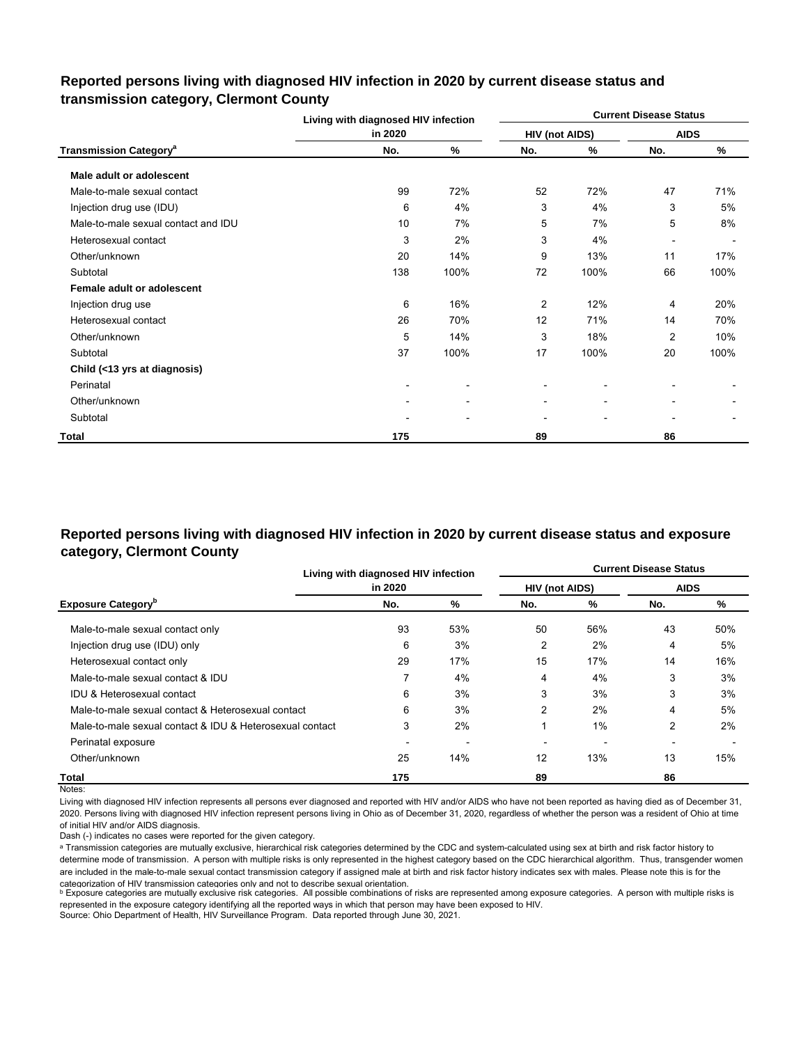## Reported persons living with diagnosed HIV infection in 2020 by current disease status and transmission category, Clermont County

| Transmission Category[a] | Living with diagnosed HIV infection in 2020 | | Current Disease Status | | | |
|---|---|---|---|---|---|---|
| | | | HIV (not AIDS) | | AIDS | |
| | No. | % | No. | % | No. | % |
| **Male adult or adolescent** | | | | | | |
| Male-to-male sexual contact | 99 | 72% | 52 | 72% | 47 | 71% |
| Injection drug use (IDU) | 6 | 4% | 3 | 4% | 3 | 5% |
| Male-to-male sexual contact and IDU | 10 | 7% | 5 | 7% | 5 | 8% |
| Heterosexual contact | 3 | 2% | 3 | 4% | - | - |
| Other/unknown | 20 | 14% | 9 | 13% | 11 | 17% |
| Subtotal | 138 | 100% | 72 | 100% | 66 | 100% |
| **Female adult or adolescent** | | | | | | |
| Injection drug use | 6 | 16% | 2 | 12% | 4 | 20% |
| Heterosexual contact | 26 | 70% | 12 | 71% | 14 | 70% |
| Other/unknown | 5 | 14% | 3 | 18% | 2 | 10% |
| Subtotal | 37 | 100% | 17 | 100% | 20 | 100% |
| **Child (<13 yrs at diagnosis)** | | | | | | |
| Perinatal | - | - | - | - | - | - |
| Other/unknown | - | - | - | - | - | - |
| Subtotal | - | - | - | - | - | - |
| **Total** | **175** | | **89** | | **86** | |

## Reported persons living with diagnosed HIV infection in 2020 by current disease status and exposure category, Clermont County

| Exposure Category[b] | Living with diagnosed HIV infection in 2020 | | Current Disease Status | | | |
|---|---|---|---|---|---|---|
| | | | HIV (not AIDS) | | AIDS | |
| | No. | % | No. | % | No. | % |
| Male-to-male sexual contact only | 93 | 53% | 50 | 56% | 43 | 50% |
| Injection drug use (IDU) only | 6 | 3% | 2 | 2% | 4 | 5% |
| Heterosexual contact only | 29 | 17% | 15 | 17% | 14 | 16% |
| Male-to-male sexual contact & IDU | 7 | 4% | 4 | 4% | 3 | 3% |
| IDU & Heterosexual contact | 6 | 3% | 3 | 3% | 3 | 3% |
| Male-to-male sexual contact & Heterosexual contact | 6 | 3% | 2 | 2% | 4 | 5% |
| Male-to-male sexual contact & IDU & Heterosexual contact | 3 | 2% | 1 | 1% | 2 | 2% |
| Perinatal exposure | - | - | - | - | - | - |
| Other/unknown | 25 | 14% | 12 | 13% | 13 | 15% |
| **Total** | **175** | | **89** | | **86** | |

Notes:

Living with diagnosed HIV infection represents all persons ever diagnosed and reported with HIV and/or AIDS who have not been reported as having died as of December 31, 2020. Persons living with diagnosed HIV infection represent persons living in Ohio as of December 31, 2020, regardless of whether the person was a resident of Ohio at time of initial HIV and/or AIDS diagnosis.

Dash (-) indicates no cases were reported for the given category.

[a] Transmission categories are mutually exclusive, hierarchical risk categories determined by the CDC and system-calculated using sex at birth and risk factor history to determine mode of transmission. A person with multiple risks is only represented in the highest category based on the CDC hierarchical algorithm. Thus, transgender women are included in the male-to-male sexual contact transmission category if assigned male at birth and risk factor history indicates sex with males. Please note this is for the categorization of HIV transmission categories only and not to describe sexual orientation.

[b] Exposure categories are mutually exclusive risk categories. All possible combinations of risks are represented among exposure categories. A person with multiple risks is represented in the exposure category identifying all the reported ways in which that person may have been exposed to HIV.

Source: Ohio Department of Health, HIV Surveillance Program. Data reported through June 30, 2021.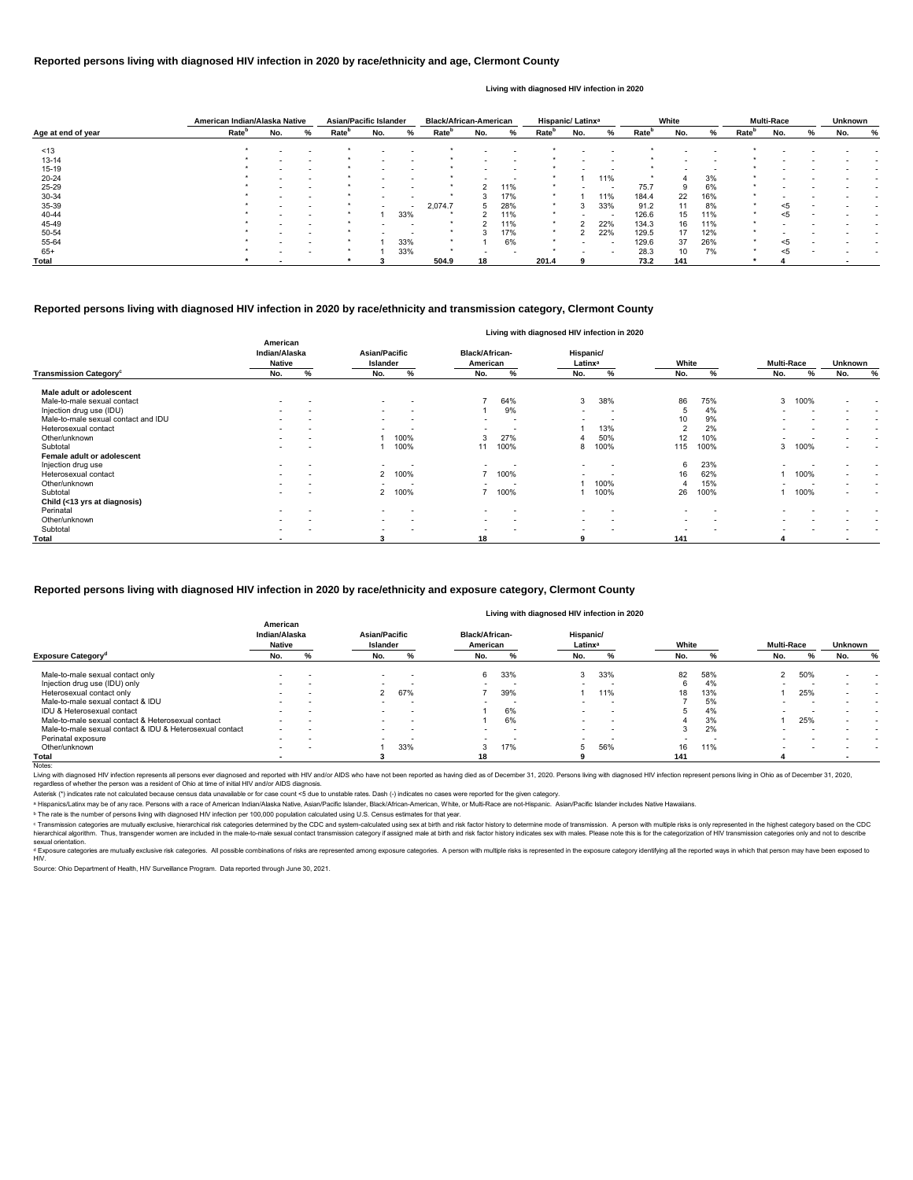## Reported persons living with diagnosed HIV infection in 2020 by race/ethnicity and age, Clermont County

Living with diagnosed HIV infection in 2020

| Age at end of year | American Indian/Alaska Native | | | Asian/Pacific Islander | | | Black/African-American | | | Hispanic/ Latinx[a] | | | White | | | Multi-Race | | | Unknown | |
|---|---|---|---|---|---|---|---|---|---|---|---|---|---|---|---|---|---|---|---|---|
| | Rate[b] | No. | % | Rate[b] | No. | % | Rate[b] | No. | % | Rate[b] | No. | % | Rate[b] | No. | % | Rate[b] | No. | % | No. | % |
| <13 | * | - | - | * | - | - | * | - | - | * | - | - | * | - | - | * | - | - | - | - |
| 13-14 | * | - | - | * | - | - | * | - | - | * | - | - | * | - | - | * | - | - | - | - |
| 15-19 | * | - | - | * | - | - | * | - | - | * | - | - | * | - | - | * | - | - | - | - |
| 20-24 | * | - | - | * | - | - | * | - | - | * | 1 | 11% | * | 4 | 3% | * | - | - | - | - |
| 25-29 | * | - | - | * | - | - | * | 2 | 11% | * | - | - | 75.7 | 9 | 6% | * | - | - | - | - |
| 30-34 | * | - | - | * | - | - | * | 3 | 17% | * | 1 | 11% | 184.4 | 22 | 16% | * | - | - | - | - |
| 35-39 | * | - | - | * | - | - | 2,074.7 | 5 | 28% | * | 3 | 33% | 91.2 | 11 | 8% | * | <5 | - | - | - |
| 40-44 | * | - | - | * | 1 | 33% | * | 2 | 11% | * | - | - | 126.6 | 15 | 11% | * | <5 | - | - | - |
| 45-49 | * | - | - | * | - | - | * | 2 | 11% | * | 2 | 22% | 134.3 | 16 | 11% | * | - | - | - | - |
| 50-54 | * | - | - | * | - | - | * | 3 | 17% | * | 2 | 22% | 129.5 | 17 | 12% | * | - | - | - | - |
| 55-64 | * | - | - | * | 1 | 33% | * | 1 | 6% | * | - | - | 129.6 | 37 | 26% | * | <5 | - | - | - |
| 65+ | * | - | - | * | 1 | 33% | * | - | - | * | - | - | 28.3 | 10 | 7% | * | <5 | - | - | - |
| **Total** | * | - | | * | 3 | | 504.9 | 18 | | 201.4 | 9 | | 73.2 | 141 | | * | 4 | | - | |

## Reported persons living with diagnosed HIV infection in 2020 by race/ethnicity and transmission category, Clermont County

Living with diagnosed HIV infection in 2020

| Transmission Category[c] | American Indian/Alaska Native | | Asian/Pacific Islander | | Black/African-American | | Hispanic/ Latinx[a] | | White | | Multi-Race | | Unknown | |
|---|---|---|---|---|---|---|---|---|---|---|---|---|---|---|
| | No. | % | No. | % | No. | % | No. | % | No. | % | No. | % | No. | % |
| **Male adult or adolescent** | | | | | | | | | | | | | | |
| Male-to-male sexual contact | - | - | - | - | 7 | 64% | 3 | 38% | 86 | 75% | 3 | 100% | - | - |
| Injection drug use (IDU) | - | - | - | - | 1 | 9% | - | - | 5 | 4% | - | - | - | - |
| Male-to-male sexual contact and IDU | - | - | - | - | - | - | - | - | 10 | 9% | - | - | - | - |
| Heterosexual contact | - | - | - | - | - | - | 1 | 13% | 2 | 2% | - | - | - | - |
| Other/unknown | - | - | 1 | 100% | 3 | 27% | 4 | 50% | 12 | 10% | - | - | - | - |
| Subtotal | - | - | 1 | 100% | 11 | 100% | 8 | 100% | 115 | 100% | 3 | 100% | - | - |
| **Female adult or adolescent** | | | | | | | | | | | | | | |
| Injection drug use | - | - | - | - | - | - | - | - | 6 | 23% | - | - | - | - |
| Heterosexual contact | - | - | 2 | 100% | 7 | 100% | - | - | 16 | 62% | 1 | 100% | - | - |
| Other/unknown | - | - | - | - | - | - | 1 | 100% | 4 | 15% | - | - | - | - |
| Subtotal | - | - | 2 | 100% | 7 | 100% | 1 | 100% | 26 | 100% | 1 | 100% | - | - |
| **Child (<13 yrs at diagnosis)** | | | | | | | | | | | | | | |
| Perinatal | - | - | - | - | - | - | - | - | - | - | - | - | - | - |
| Other/unknown | - | - | - | - | - | - | - | - | - | - | - | - | - | - |
| Subtotal | - | - | - | - | - | - | - | - | - | - | - | - | - | - |
| **Total** | - | | 3 | | 18 | | 9 | | 141 | | 4 | | - | |

## Reported persons living with diagnosed HIV infection in 2020 by race/ethnicity and exposure category, Clermont County

Living with diagnosed HIV infection in 2020

| Exposure Category[d] | American Indian/Alaska Native | | Asian/Pacific Islander | | Black/African-American | | Hispanic/ Latinx[a] | | White | | Multi-Race | | Unknown | |
|---|---|---|---|---|---|---|---|---|---|---|---|---|---|---|
| | No. | % | No. | % | No. | % | No. | % | No. | % | No. | % | No. | % |
| Male-to-male sexual contact only | - | - | - | - | 6 | 33% | 3 | 33% | 82 | 58% | 2 | 50% | - | - |
| Injection drug use (IDU) only | - | - | - | - | - | - | - | - | 6 | 4% | - | - | - | - |
| Heterosexual contact only | - | - | 2 | 67% | 7 | 39% | 1 | 11% | 18 | 13% | 1 | 25% | - | - |
| Male-to-male sexual contact & IDU | - | - | - | - | - | - | - | - | 7 | 5% | - | - | - | - |
| IDU & Heterosexual contact | - | - | - | - | 1 | 6% | - | - | 5 | 4% | - | - | - | - |
| Male-to-male sexual contact & Heterosexual contact | - | - | - | - | 1 | 6% | - | - | 4 | 3% | 1 | 25% | - | - |
| Male-to-male sexual contact & IDU & Heterosexual contact | - | - | - | - | - | - | - | - | 3 | 2% | - | - | - | - |
| Perinatal exposure | - | - | - | - | - | - | - | - | - | - | - | - | - | - |
| Other/unknown | - | - | 1 | 33% | 3 | 17% | 5 | 56% | 16 | 11% | - | - | - | - |
| **Total** | - | | 3 | | 18 | | 9 | | 141 | | 4 | | - | |

Notes:

Living with diagnosed HIV infection represents all persons ever diagnosed and reported with HIV and/or AIDS who have not been reported as having died as of December 31, 2020. Persons living with diagnosed HIV infection represent persons living in Ohio as of December 31, 2020, regardless of whether the person was a resident of Ohio at time of initial HIV and/or AIDS diagnosis.

Asterisk (*) indicates rate not calculated because census data unavailable or for case count <5 due to unstable rates. Dash (-) indicates no cases were reported for the given category.

[a] Hispanics/Latinx may be of any race. Persons with a race of American Indian/Alaska Native, Asian/Pacific Islander, Black/African-American, White, or Multi-Race are not-Hispanic. Asian/Pacific Islander includes Native Hawaiians.

[b] The rate is the number of persons living with diagnosed HIV infection per 100,000 population calculated using U.S. Census estimates for that year.

[c] Transmission categories are mutually exclusive, hierarchical risk categories determined by the CDC and system-calculated using sex at birth and risk factor history to determine mode of transmission. A person with multiple risks is only represented in the highest category based on the CDC hierarchical algorithm. Thus, transgender women are included in the male-to-male sexual contact transmission category if assigned male at birth and risk factor history indicates sex with males. Please note this is for the categorization of HIV transmission categories only and not to describe sexual orientation.

[d] Exposure categories are mutually exclusive risk categories. All possible combinations of risks are represented among exposure categories. A person with multiple risks is represented in the exposure category identifying all the reported ways in which that person may have been exposed to HIV.

Source: Ohio Department of Health, HIV Surveillance Program. Data reported through June 30, 2021.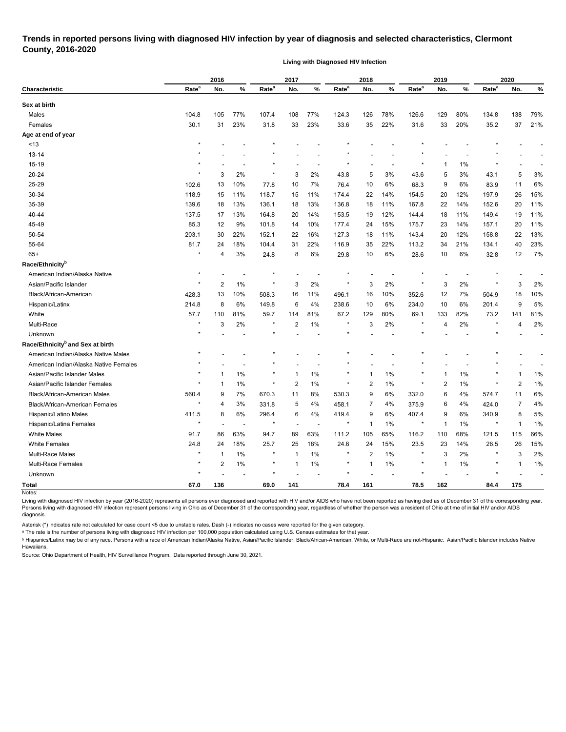# Trends in reported persons living with diagnosed HIV infection by year of diagnosis and selected characteristics, Clermont County, 2016-2020

**Living with Diagnosed HIV Infection**

| Characteristic | 2016 | | | 2017 | | | 2018 | | | 2019 | | | 2020 | | |
|---|---|---|---|---|---|---|---|---|---|---|---|---|---|---|---|
| | Rate[a] | No. | % | Rate[a] | No. | % | Rate[a] | No. | % | Rate[a] | No. | % | Rate[a] | No. | % |
| **Sex at birth** | | | | | | | | | | | | | | | |
| Males | 104.8 | 105 | 77% | 107.4 | 108 | 77% | 124.3 | 126 | 78% | 126.6 | 129 | 80% | 134.8 | 138 | 79% |
| Females | 30.1 | 31 | 23% | 31.8 | 33 | 23% | 33.6 | 35 | 22% | 31.6 | 33 | 20% | 35.2 | 37 | 21% |
| **Age at end of year** | | | | | | | | | | | | | | | |
| <13 | * | - | - | * | - | - | * | - | - | * | - | - | * | - | - |
| 13-14 | * | - | - | * | - | - | * | - | - | * | - | - | * | - | - |
| 15-19 | * | - | - | * | - | - | * | - | - | * | 1 | 1% | * | - | - |
| 20-24 | * | 3 | 2% | * | 3 | 2% | 43.8 | 5 | 3% | 43.6 | 5 | 3% | 43.1 | 5 | 3% |
| 25-29 | 102.6 | 13 | 10% | 77.8 | 10 | 7% | 76.4 | 10 | 6% | 68.3 | 9 | 6% | 83.9 | 11 | 6% |
| 30-34 | 118.9 | 15 | 11% | 118.7 | 15 | 11% | 174.4 | 22 | 14% | 154.5 | 20 | 12% | 197.9 | 26 | 15% |
| 35-39 | 139.6 | 18 | 13% | 136.1 | 18 | 13% | 136.8 | 18 | 11% | 167.8 | 22 | 14% | 152.6 | 20 | 11% |
| 40-44 | 137.5 | 17 | 13% | 164.8 | 20 | 14% | 153.5 | 19 | 12% | 144.4 | 18 | 11% | 149.4 | 19 | 11% |
| 45-49 | 85.3 | 12 | 9% | 101.8 | 14 | 10% | 177.4 | 24 | 15% | 175.7 | 23 | 14% | 157.1 | 20 | 11% |
| 50-54 | 203.1 | 30 | 22% | 152.1 | 22 | 16% | 127.3 | 18 | 11% | 143.4 | 20 | 12% | 158.8 | 22 | 13% |
| 55-64 | 81.7 | 24 | 18% | 104.4 | 31 | 22% | 116.9 | 35 | 22% | 113.2 | 34 | 21% | 134.1 | 40 | 23% |
| 65+ | * | 4 | 3% | 24.8 | 8 | 6% | 29.8 | 10 | 6% | 28.6 | 10 | 6% | 32.8 | 12 | 7% |
| **Race/Ethnicity[b]** | | | | | | | | | | | | | | | |
| American Indian/Alaska Native | * | - | - | * | - | - | * | - | - | * | - | - | * | - | - |
| Asian/Pacific Islander | * | 2 | 1% | * | 3 | 2% | * | 3 | 2% | * | 3 | 2% | * | 3 | 2% |
| Black/African-American | 428.3 | 13 | 10% | 508.3 | 16 | 11% | 496.1 | 16 | 10% | 352.6 | 12 | 7% | 504.9 | 18 | 10% |
| Hispanic/Latinx | 214.8 | 8 | 6% | 149.8 | 6 | 4% | 238.6 | 10 | 6% | 234.0 | 10 | 6% | 201.4 | 9 | 5% |
| White | 57.7 | 110 | 81% | 59.7 | 114 | 81% | 67.2 | 129 | 80% | 69.1 | 133 | 82% | 73.2 | 141 | 81% |
| Multi-Race | * | 3 | 2% | * | 2 | 1% | * | 3 | 2% | * | 4 | 2% | * | 4 | 2% |
| Unknown | * | - | - | * | - | - | * | - | - | * | - | - | * | - | - |
| **Race/Ethnicity[b] and Sex at birth** | | | | | | | | | | | | | | | |
| American Indian/Alaska Native Males | * | - | - | * | - | - | * | - | - | * | - | - | * | - | - |
| American Indian/Alaska Native Females | * | - | - | * | - | - | * | - | - | * | - | - | * | - | - |
| Asian/Pacific Islander Males | * | 1 | 1% | * | 1 | 1% | * | 1 | 1% | * | 1 | 1% | * | 1 | 1% |
| Asian/Pacific Islander Females | * | 1 | 1% | * | 2 | 1% | * | 2 | 1% | * | 2 | 1% | * | 2 | 1% |
| Black/African-American Males | 560.4 | 9 | 7% | 670.3 | 11 | 8% | 530.3 | 9 | 6% | 332.0 | 6 | 4% | 574.7 | 11 | 6% |
| Black/African-American Females | * | 4 | 3% | 331.8 | 5 | 4% | 458.1 | 7 | 4% | 375.9 | 6 | 4% | 424.0 | 7 | 4% |
| Hispanic/Latino Males | 411.5 | 8 | 6% | 296.4 | 6 | 4% | 419.4 | 9 | 6% | 407.4 | 9 | 6% | 340.9 | 8 | 5% |
| Hispanic/Latina Females | * | - | - | * | - | - | * | 1 | 1% | * | 1 | 1% | * | 1 | 1% |
| White Males | 91.7 | 86 | 63% | 94.7 | 89 | 63% | 111.2 | 105 | 65% | 116.2 | 110 | 68% | 121.5 | 115 | 66% |
| White Females | 24.8 | 24 | 18% | 25.7 | 25 | 18% | 24.6 | 24 | 15% | 23.5 | 23 | 14% | 26.5 | 26 | 15% |
| Multi-Race Males | * | 1 | 1% | * | 1 | 1% | * | 2 | 1% | * | 3 | 2% | * | 3 | 2% |
| Multi-Race Females | * | 2 | 1% | * | 1 | 1% | * | 1 | 1% | * | 1 | 1% | * | 1 | 1% |
| Unknown | * | - | - | * | - | - | * | - | - | * | - | - | * | - | - |
| **Total** | **67.0** | **136** | | **69.0** | **141** | | **78.4** | **161** | | **78.5** | **162** | | **84.4** | **175** | |

Notes:

Living with diagnosed HIV infection by year (2016-2020) represents all persons ever diagnosed and reported with HIV and/or AIDS who have not been reported as having died as of December 31 of the corresponding year. Persons living with diagnosed HIV infection represent persons living in Ohio as of December 31 of the corresponding year, regardless of whether the person was a resident of Ohio at time of initial HIV and/or AIDS diagnosis.

Asterisk (*) indicates rate not calculated for case count <5 due to unstable rates. Dash (-) indicates no cases were reported for the given category.

[a] The rate is the number of persons living with diagnosed HIV infection per 100,000 population calculated using U.S. Census estimates for that year.

[b] Hispanics/Latinx may be of any race. Persons with a race of American Indian/Alaska Native, Asian/Pacific Islander, Black/African-American, White, or Multi-Race are not-Hispanic. Asian/Pacific Islander includes Native Hawaiians.

Source: Ohio Department of Health, HIV Surveillance Program. Data reported through June 30, 2021.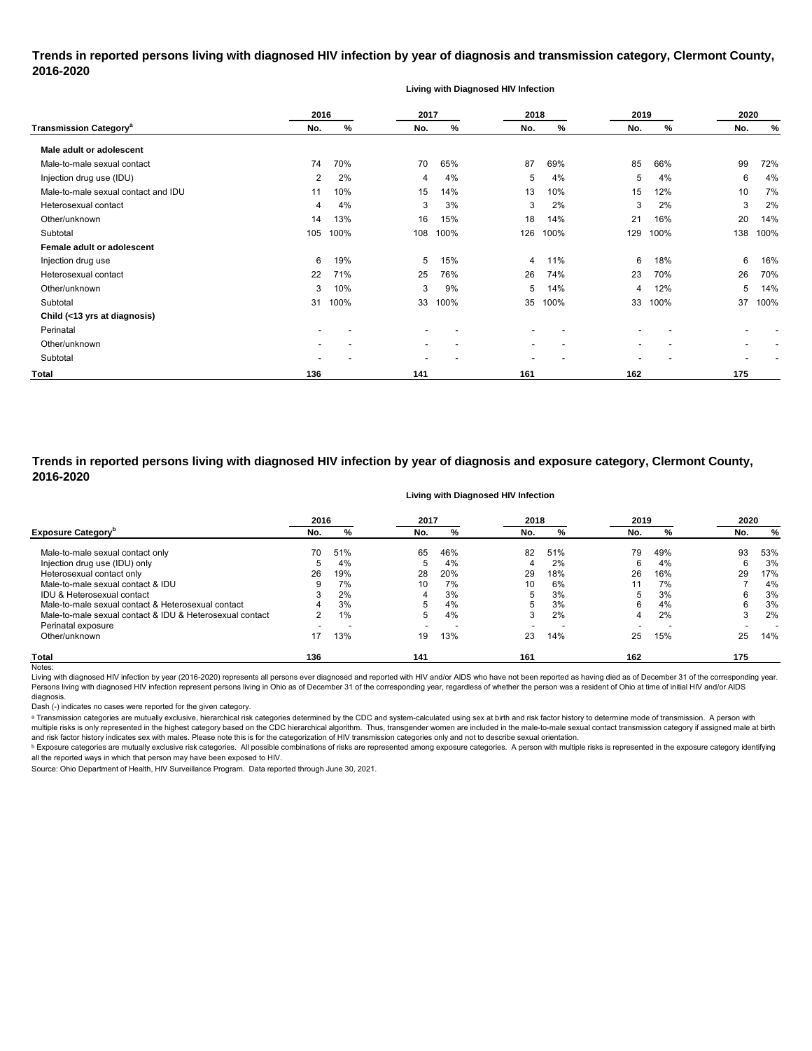## Trends in reported persons living with diagnosed HIV infection by year of diagnosis and transmission category, Clermont County, 2016-2020

**Living with Diagnosed HIV Infection**

| Transmission Category[a] | 2016 No. | 2016 % | 2017 No. | 2017 % | 2018 No. | 2018 % | 2019 No. | 2019 % | 2020 No. | 2020 % |
|---|---|---|---|---|---|---|---|---|---|---|
| **Male adult or adolescent** | | | | | | | | | | |
| Male-to-male sexual contact | 74 | 70% | 70 | 65% | 87 | 69% | 85 | 66% | 99 | 72% |
| Injection drug use (IDU) | 2 | 2% | 4 | 4% | 5 | 4% | 5 | 4% | 6 | 4% |
| Male-to-male sexual contact and IDU | 11 | 10% | 15 | 14% | 13 | 10% | 15 | 12% | 10 | 7% |
| Heterosexual contact | 4 | 4% | 3 | 3% | 3 | 2% | 3 | 2% | 3 | 2% |
| Other/unknown | 14 | 13% | 16 | 15% | 18 | 14% | 21 | 16% | 20 | 14% |
| Subtotal | 105 | 100% | 108 | 100% | 126 | 100% | 129 | 100% | 138 | 100% |
| **Female adult or adolescent** | | | | | | | | | | |
| Injection drug use | 6 | 19% | 5 | 15% | 4 | 11% | 6 | 18% | 6 | 16% |
| Heterosexual contact | 22 | 71% | 25 | 76% | 26 | 74% | 23 | 70% | 26 | 70% |
| Other/unknown | 3 | 10% | 3 | 9% | 5 | 14% | 4 | 12% | 5 | 14% |
| Subtotal | 31 | 100% | 33 | 100% | 35 | 100% | 33 | 100% | 37 | 100% |
| **Child (<13 yrs at diagnosis)** | | | | | | | | | | |
| Perinatal | - | - | - | - | - | - | - | - | - | - |
| Other/unknown | - | - | - | - | - | - | - | - | - | - |
| Subtotal | - | - | - | - | - | - | - | - | - | - |
| **Total** | **136** | | **141** | | **161** | | **162** | | **175** | |

## Trends in reported persons living with diagnosed HIV infection by year of diagnosis and exposure category, Clermont County, 2016-2020

**Living with Diagnosed HIV Infection**

| Exposure Category[b] | 2016 No. | 2016 % | 2017 No. | 2017 % | 2018 No. | 2018 % | 2019 No. | 2019 % | 2020 No. | 2020 % |
|---|---|---|---|---|---|---|---|---|---|---|
| Male-to-male sexual contact only | 70 | 51% | 65 | 46% | 82 | 51% | 79 | 49% | 93 | 53% |
| Injection drug use (IDU) only | 5 | 4% | 5 | 4% | 4 | 2% | 6 | 4% | 6 | 3% |
| Heterosexual contact only | 26 | 19% | 28 | 20% | 29 | 18% | 26 | 16% | 29 | 17% |
| Male-to-male sexual contact & IDU | 9 | 7% | 10 | 7% | 10 | 6% | 11 | 7% | 7 | 4% |
| IDU & Heterosexual contact | 3 | 2% | 4 | 3% | 5 | 3% | 5 | 3% | 6 | 3% |
| Male-to-male sexual contact & Heterosexual contact | 4 | 3% | 5 | 4% | 5 | 3% | 6 | 4% | 6 | 3% |
| Male-to-male sexual contact & IDU & Heterosexual contact | 2 | 1% | 5 | 4% | 3 | 2% | 4 | 2% | 3 | 2% |
| Perinatal exposure | - | - | - | - | - | - | - | - | - | - |
| Other/unknown | 17 | 13% | 19 | 13% | 23 | 14% | 25 | 15% | 25 | 14% |
| **Total** | **136** | | **141** | | **161** | | **162** | | **175** | |

Notes:

Living with diagnosed HIV infection by year (2016-2020) represents all persons ever diagnosed and reported with HIV and/or AIDS who have not been reported as having died as of December 31 of the corresponding year. Persons living with diagnosed HIV infection represent persons living in Ohio as of December 31 of the corresponding year, regardless of whether the person was a resident of Ohio at time of initial HIV and/or AIDS diagnosis.

Dash (-) indicates no cases were reported for the given category.

[a] Transmission categories are mutually exclusive, hierarchical risk categories determined by the CDC and system-calculated using sex at birth and risk factor history to determine mode of transmission. A person with multiple risks is only represented in the highest category based on the CDC hierarchical algorithm. Thus, transgender women are included in the male-to-male sexual contact transmission category if assigned male at birth and risk factor history indicates sex with males. Please note this is for the categorization of HIV transmission categories only and not to describe sexual orientation.

[b] Exposure categories are mutually exclusive risk categories. All possible combinations of risks are represented among exposure categories. A person with multiple risks is represented in the exposure category identifying all the reported ways in which that person may have been exposed to HIV.

Source: Ohio Department of Health, HIV Surveillance Program. Data reported through June 30, 2021.